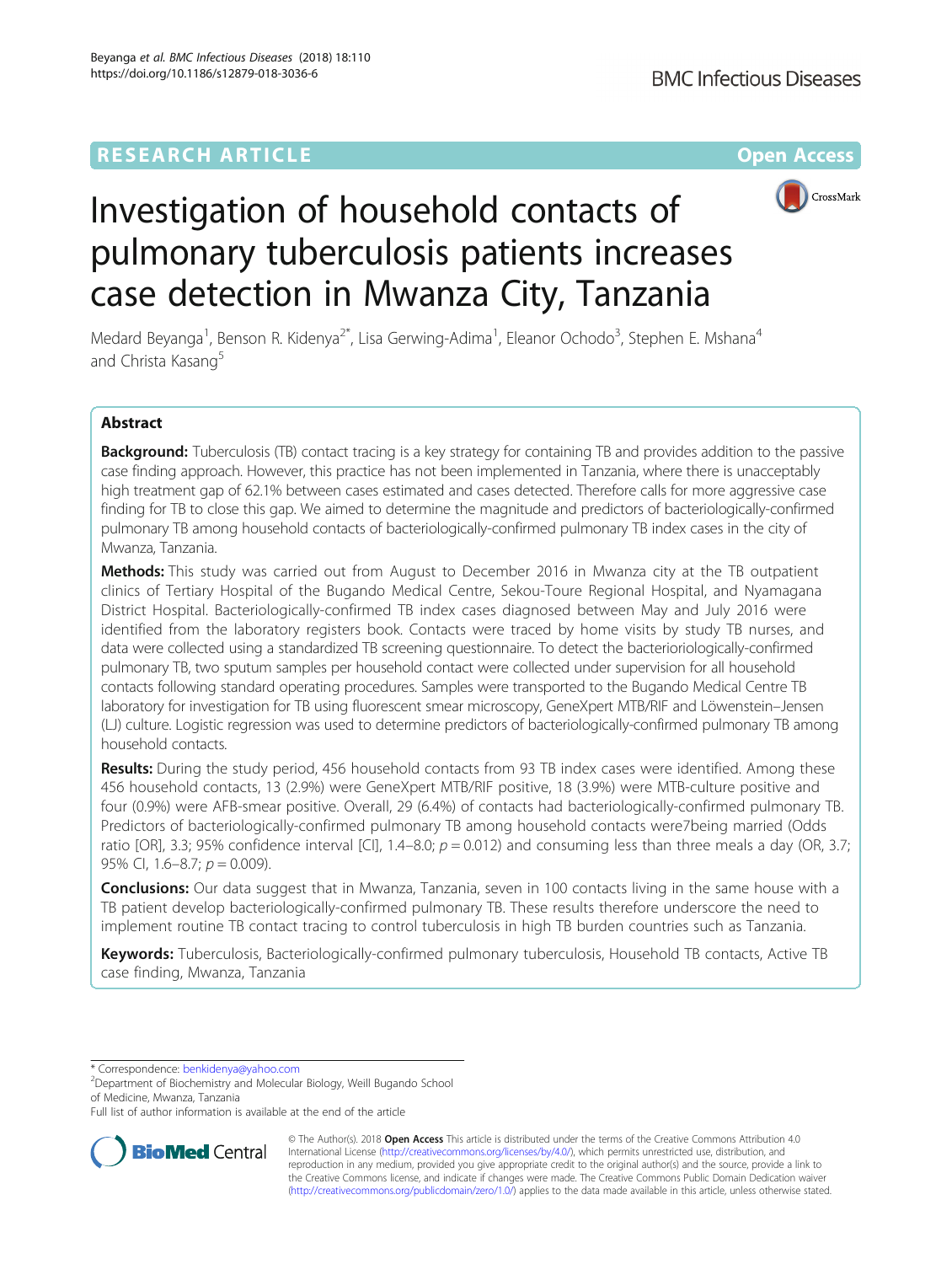RESEARCH ARTICLE

Open Access

# Investigation of household contacts of pulmonary tuberculosis patients increases case detection in Mwanza City, Tanzania

Medard Beyanga[1], Benson R. Kidenya[2*], Lisa Gerwing-Adima[1], Eleanor Ochodo[3], Stephen E. Mshana[4] and Christa Kasang[5]

## Abstract

**Background:** Tuberculosis (TB) contact tracing is a key strategy for containing TB and provides addition to the passive case finding approach. However, this practice has not been implemented in Tanzania, where there is unacceptably high treatment gap of 62.1% between cases estimated and cases detected. Therefore calls for more aggressive case finding for TB to close this gap. We aimed to determine the magnitude and predictors of bacteriologically-confirmed pulmonary TB among household contacts of bacteriologically-confirmed pulmonary TB index cases in the city of Mwanza, Tanzania.

**Methods:** This study was carried out from August to December 2016 in Mwanza city at the TB outpatient clinics of Tertiary Hospital of the Bugando Medical Centre, Sekou-Toure Regional Hospital, and Nyamagana District Hospital. Bacteriologically-confirmed TB index cases diagnosed between May and July 2016 were identified from the laboratory registers book. Contacts were traced by home visits by study TB nurses, and data were collected using a standardized TB screening questionnaire. To detect the bacterioriologically-confirmed pulmonary TB, two sputum samples per household contact were collected under supervision for all household contacts following standard operating procedures. Samples were transported to the Bugando Medical Centre TB laboratory for investigation for TB using fluorescent smear microscopy, GeneXpert MTB/RIF and Löwenstein–Jensen (LJ) culture. Logistic regression was used to determine predictors of bacteriologically-confirmed pulmonary TB among household contacts.

**Results:** During the study period, 456 household contacts from 93 TB index cases were identified. Among these 456 household contacts, 13 (2.9%) were GeneXpert MTB/RIF positive, 18 (3.9%) were MTB-culture positive and four (0.9%) were AFB-smear positive. Overall, 29 (6.4%) of contacts had bacteriologically-confirmed pulmonary TB. Predictors of bacteriologically-confirmed pulmonary TB among household contacts were7being married (Odds ratio [OR], 3.3; 95% confidence interval [CI], 1.4–8.0; $p = 0.012$) and consuming less than three meals a day (OR, 3.7; 95% CI, 1.6–8.7; $p = 0.009$).

**Conclusions:** Our data suggest that in Mwanza, Tanzania, seven in 100 contacts living in the same house with a TB patient develop bacteriologically-confirmed pulmonary TB. These results therefore underscore the need to implement routine TB contact tracing to control tuberculosis in high TB burden countries such as Tanzania.

**Keywords:** Tuberculosis, Bacteriologically-confirmed pulmonary tuberculosis, Household TB contacts, Active TB case finding, Mwanza, Tanzania

\* Correspondence: benkidenya@yahoo.com
[2]Department of Biochemistry and Molecular Biology, Weill Bugando School of Medicine, Mwanza, Tanzania
Full list of author information is available at the end of the article

© The Author(s). 2018 **Open Access** This article is distributed under the terms of the Creative Commons Attribution 4.0 International License (http://creativecommons.org/licenses/by/4.0/), which permits unrestricted use, distribution, and reproduction in any medium, provided you give appropriate credit to the original author(s) and the source, provide a link to the Creative Commons license, and indicate if changes were made. The Creative Commons Public Domain Dedication waiver (http://creativecommons.org/publicdomain/zero/1.0/) applies to the data made available in this article, unless otherwise stated.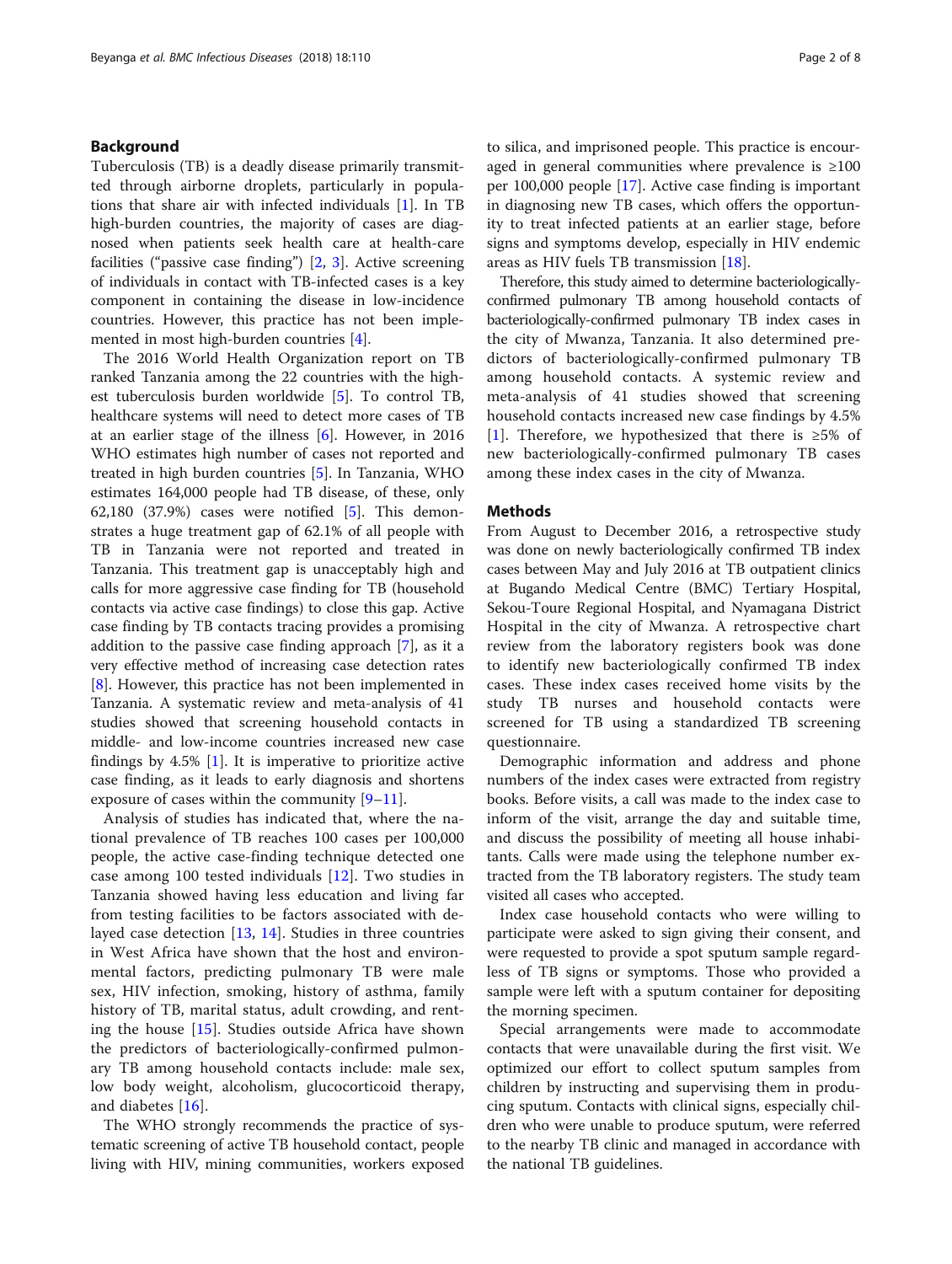## Background

Tuberculosis (TB) is a deadly disease primarily transmitted through airborne droplets, particularly in populations that share air with infected individuals [1]. In TB high-burden countries, the majority of cases are diagnosed when patients seek health care at health-care facilities ("passive case finding") [2, 3]. Active screening of individuals in contact with TB-infected cases is a key component in containing the disease in low-incidence countries. However, this practice has not been implemented in most high-burden countries [4].

The 2016 World Health Organization report on TB ranked Tanzania among the 22 countries with the highest tuberculosis burden worldwide [5]. To control TB, healthcare systems will need to detect more cases of TB at an earlier stage of the illness [6]. However, in 2016 WHO estimates high number of cases not reported and treated in high burden countries [5]. In Tanzania, WHO estimates 164,000 people had TB disease, of these, only 62,180 (37.9%) cases were notified [5]. This demonstrates a huge treatment gap of 62.1% of all people with TB in Tanzania were not reported and treated in Tanzania. This treatment gap is unacceptably high and calls for more aggressive case finding for TB (household contacts via active case findings) to close this gap. Active case finding by TB contacts tracing provides a promising addition to the passive case finding approach [7], as it a very effective method of increasing case detection rates [8]. However, this practice has not been implemented in Tanzania. A systematic review and meta-analysis of 41 studies showed that screening household contacts in middle- and low-income countries increased new case findings by 4.5% [1]. It is imperative to prioritize active case finding, as it leads to early diagnosis and shortens exposure of cases within the community [9–11].

Analysis of studies has indicated that, where the national prevalence of TB reaches 100 cases per 100,000 people, the active case-finding technique detected one case among 100 tested individuals [12]. Two studies in Tanzania showed having less education and living far from testing facilities to be factors associated with delayed case detection [13, 14]. Studies in three countries in West Africa have shown that the host and environmental factors, predicting pulmonary TB were male sex, HIV infection, smoking, history of asthma, family history of TB, marital status, adult crowding, and renting the house [15]. Studies outside Africa have shown the predictors of bacteriologically-confirmed pulmonary TB among household contacts include: male sex, low body weight, alcoholism, glucocorticoid therapy, and diabetes [16].

The WHO strongly recommends the practice of systematic screening of active TB household contact, people living with HIV, mining communities, workers exposed to silica, and imprisoned people. This practice is encouraged in general communities where prevalence is ≥100 per 100,000 people [17]. Active case finding is important in diagnosing new TB cases, which offers the opportunity to treat infected patients at an earlier stage, before signs and symptoms develop, especially in HIV endemic areas as HIV fuels TB transmission [18].

Therefore, this study aimed to determine bacteriologically-confirmed pulmonary TB among household contacts of bacteriologically-confirmed pulmonary TB index cases in the city of Mwanza, Tanzania. It also determined predictors of bacteriologically-confirmed pulmonary TB among household contacts. A systemic review and meta-analysis of 41 studies showed that screening household contacts increased new case findings by 4.5% [1]. Therefore, we hypothesized that there is ≥5% of new bacteriologically-confirmed pulmonary TB cases among these index cases in the city of Mwanza.

## Methods

From August to December 2016, a retrospective study was done on newly bacteriologically confirmed TB index cases between May and July 2016 at TB outpatient clinics at Bugando Medical Centre (BMC) Tertiary Hospital, Sekou-Toure Regional Hospital, and Nyamagana District Hospital in the city of Mwanza. A retrospective chart review from the laboratory registers book was done to identify new bacteriologically confirmed TB index cases. These index cases received home visits by the study TB nurses and household contacts were screened for TB using a standardized TB screening questionnaire.

Demographic information and address and phone numbers of the index cases were extracted from registry books. Before visits, a call was made to the index case to inform of the visit, arrange the day and suitable time, and discuss the possibility of meeting all house inhabitants. Calls were made using the telephone number extracted from the TB laboratory registers. The study team visited all cases who accepted.

Index case household contacts who were willing to participate were asked to sign giving their consent, and were requested to provide a spot sputum sample regardless of TB signs or symptoms. Those who provided a sample were left with a sputum container for depositing the morning specimen.

Special arrangements were made to accommodate contacts that were unavailable during the first visit. We optimized our effort to collect sputum samples from children by instructing and supervising them in producing sputum. Contacts with clinical signs, especially children who were unable to produce sputum, were referred to the nearby TB clinic and managed in accordance with the national TB guidelines.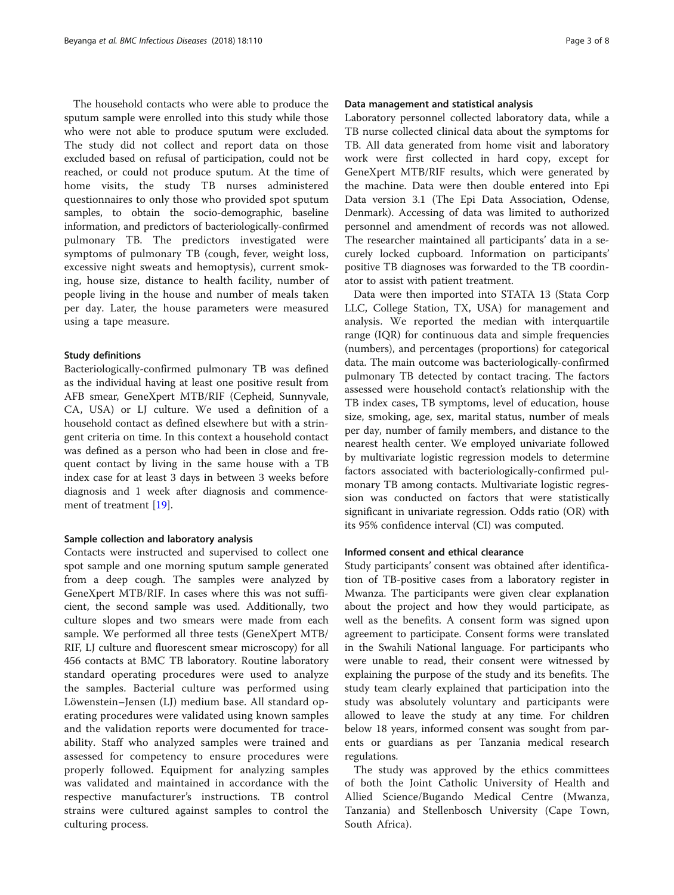The household contacts who were able to produce the sputum sample were enrolled into this study while those who were not able to produce sputum were excluded. The study did not collect and report data on those excluded based on refusal of participation, could not be reached, or could not produce sputum. At the time of home visits, the study TB nurses administered questionnaires to only those who provided spot sputum samples, to obtain the socio-demographic, baseline information, and predictors of bacteriologically-confirmed pulmonary TB. The predictors investigated were symptoms of pulmonary TB (cough, fever, weight loss, excessive night sweats and hemoptysis), current smoking, house size, distance to health facility, number of people living in the house and number of meals taken per day. Later, the house parameters were measured using a tape measure.

### Study definitions

Bacteriologically-confirmed pulmonary TB was defined as the individual having at least one positive result from AFB smear, GeneXpert MTB/RIF (Cepheid, Sunnyvale, CA, USA) or LJ culture. We used a definition of a household contact as defined elsewhere but with a stringent criteria on time. In this context a household contact was defined as a person who had been in close and frequent contact by living in the same house with a TB index case for at least 3 days in between 3 weeks before diagnosis and 1 week after diagnosis and commencement of treatment [19].

### Sample collection and laboratory analysis

Contacts were instructed and supervised to collect one spot sample and one morning sputum sample generated from a deep cough. The samples were analyzed by GeneXpert MTB/RIF. In cases where this was not sufficient, the second sample was used. Additionally, two culture slopes and two smears were made from each sample. We performed all three tests (GeneXpert MTB/RIF, LJ culture and fluorescent smear microscopy) for all 456 contacts at BMC TB laboratory. Routine laboratory standard operating procedures were used to analyze the samples. Bacterial culture was performed using Löwenstein–Jensen (LJ) medium base. All standard operating procedures were validated using known samples and the validation reports were documented for traceability. Staff who analyzed samples were trained and assessed for competency to ensure procedures were properly followed. Equipment for analyzing samples was validated and maintained in accordance with the respective manufacturer's instructions. TB control strains were cultured against samples to control the culturing process.

### Data management and statistical analysis

Laboratory personnel collected laboratory data, while a TB nurse collected clinical data about the symptoms for TB. All data generated from home visit and laboratory work were first collected in hard copy, except for GeneXpert MTB/RIF results, which were generated by the machine. Data were then double entered into Epi Data version 3.1 (The Epi Data Association, Odense, Denmark). Accessing of data was limited to authorized personnel and amendment of records was not allowed. The researcher maintained all participants' data in a securely locked cupboard. Information on participants' positive TB diagnoses was forwarded to the TB coordinator to assist with patient treatment.

Data were then imported into STATA 13 (Stata Corp LLC, College Station, TX, USA) for management and analysis. We reported the median with interquartile range (IQR) for continuous data and simple frequencies (numbers), and percentages (proportions) for categorical data. The main outcome was bacteriologically-confirmed pulmonary TB detected by contact tracing. The factors assessed were household contact's relationship with the TB index cases, TB symptoms, level of education, house size, smoking, age, sex, marital status, number of meals per day, number of family members, and distance to the nearest health center. We employed univariate followed by multivariate logistic regression models to determine factors associated with bacteriologically-confirmed pulmonary TB among contacts. Multivariate logistic regression was conducted on factors that were statistically significant in univariate regression. Odds ratio (OR) with its 95% confidence interval (CI) was computed.

### Informed consent and ethical clearance

Study participants' consent was obtained after identification of TB-positive cases from a laboratory register in Mwanza. The participants were given clear explanation about the project and how they would participate, as well as the benefits. A consent form was signed upon agreement to participate. Consent forms were translated in the Swahili National language. For participants who were unable to read, their consent were witnessed by explaining the purpose of the study and its benefits. The study team clearly explained that participation into the study was absolutely voluntary and participants were allowed to leave the study at any time. For children below 18 years, informed consent was sought from parents or guardians as per Tanzania medical research regulations.

The study was approved by the ethics committees of both the Joint Catholic University of Health and Allied Science/Bugando Medical Centre (Mwanza, Tanzania) and Stellenbosch University (Cape Town, South Africa).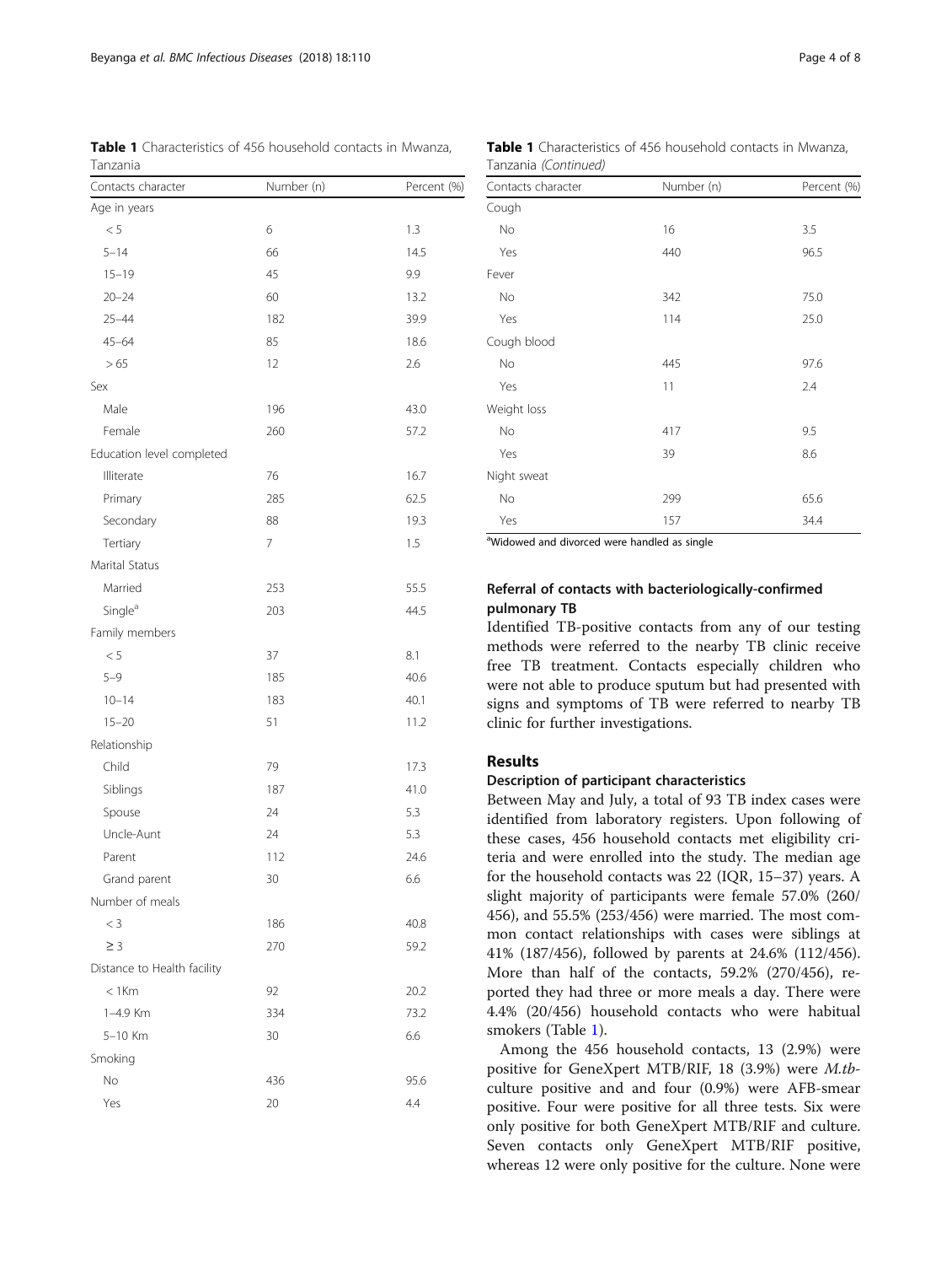**Table 1** Characteristics of 456 household contacts in Mwanza, Tanzania

| Contacts character | Number (n) | Percent (%) |
|---|---|---|
| Age in years | | |
| < 5 | 6 | 1.3 |
| 5–14 | 66 | 14.5 |
| 15–19 | 45 | 9.9 |
| 20–24 | 60 | 13.2 |
| 25–44 | 182 | 39.9 |
| 45–64 | 85 | 18.6 |
| > 65 | 12 | 2.6 |
| Sex | | |
| Male | 196 | 43.0 |
| Female | 260 | 57.2 |
| Education level completed | | |
| Illiterate | 76 | 16.7 |
| Primary | 285 | 62.5 |
| Secondary | 88 | 19.3 |
| Tertiary | 7 | 1.5 |
| Marital Status | | |
| Married | 253 | 55.5 |
| Single[a] | 203 | 44.5 |
| Family members | | |
| < 5 | 37 | 8.1 |
| 5–9 | 185 | 40.6 |
| 10–14 | 183 | 40.1 |
| 15–20 | 51 | 11.2 |
| Relationship | | |
| Child | 79 | 17.3 |
| Siblings | 187 | 41.0 |
| Spouse | 24 | 5.3 |
| Uncle-Aunt | 24 | 5.3 |
| Parent | 112 | 24.6 |
| Grand parent | 30 | 6.6 |
| Number of meals | | |
| < 3 | 186 | 40.8 |
| ≥ 3 | 270 | 59.2 |
| Distance to Health facility | | |
| < 1Km | 92 | 20.2 |
| 1–4.9 Km | 334 | 73.2 |
| 5–10 Km | 30 | 6.6 |
| Smoking | | |
| No | 436 | 95.6 |
| Yes | 20 | 4.4 |
| Cough | | |
| No | 16 | 3.5 |
| Yes | 440 | 96.5 |
| Fever | | |
| No | 342 | 75.0 |
| Yes | 114 | 25.0 |
| Cough blood | | |
| No | 445 | 97.6 |
| Yes | 11 | 2.4 |
| Weight loss | | |
| No | 417 | 9.5 |
| Yes | 39 | 8.6 |
| Night sweat | | |
| No | 299 | 65.6 |
| Yes | 157 | 34.4 |

[a]Widowed and divorced were handled as single

### Referral of contacts with bacteriologically-confirmed pulmonary TB

Identified TB-positive contacts from any of our testing methods were referred to the nearby TB clinic receive free TB treatment. Contacts especially children who were not able to produce sputum but had presented with signs and symptoms of TB were referred to nearby TB clinic for further investigations.

## Results

### Description of participant characteristics

Between May and July, a total of 93 TB index cases were identified from laboratory registers. Upon following of these cases, 456 household contacts met eligibility criteria and were enrolled into the study. The median age for the household contacts was 22 (IQR, 15–37) years. A slight majority of participants were female 57.0% (260/456), and 55.5% (253/456) were married. The most common contact relationships with cases were siblings at 41% (187/456), followed by parents at 24.6% (112/456). More than half of the contacts, 59.2% (270/456), reported they had three or more meals a day. There were 4.4% (20/456) household contacts who were habitual smokers (Table 1).

Among the 456 household contacts, 13 (2.9%) were positive for GeneXpert MTB/RIF, 18 (3.9%) were *M.tb*-culture positive and and four (0.9%) were AFB-smear positive. Four were positive for all three tests. Six were only positive for both GeneXpert MTB/RIF and culture. Seven contacts only GeneXpert MTB/RIF positive, whereas 12 were only positive for the culture. None were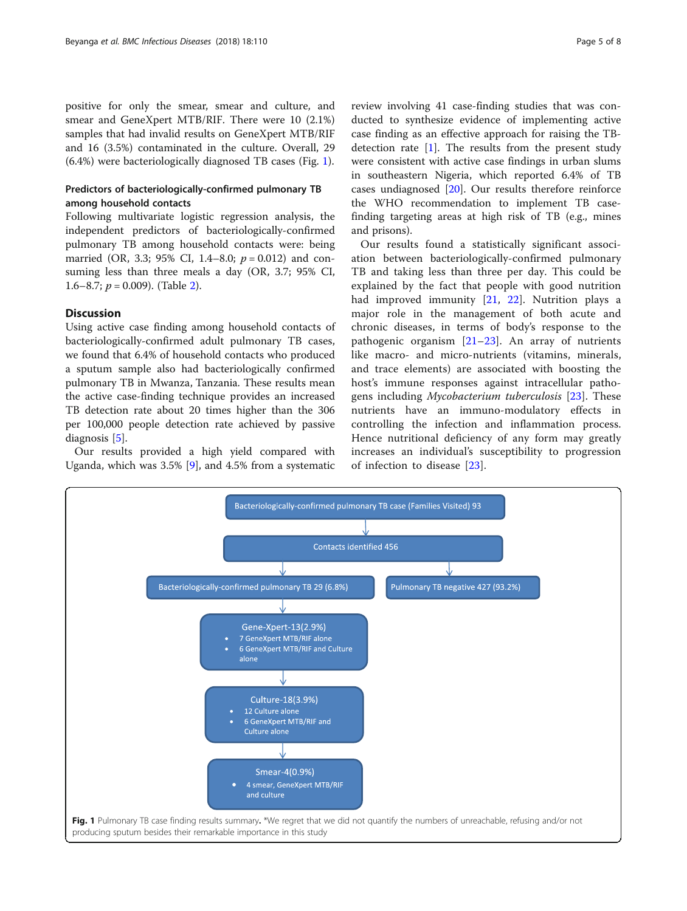positive for only the smear, smear and culture, and smear and GeneXpert MTB/RIF. There were 10 (2.1%) samples that had invalid results on GeneXpert MTB/RIF and 16 (3.5%) contaminated in the culture. Overall, 29 (6.4%) were bacteriologically diagnosed TB cases (Fig. 1).

### Predictors of bacteriologically-confirmed pulmonary TB among household contacts

Following multivariate logistic regression analysis, the independent predictors of bacteriologically-confirmed pulmonary TB among household contacts were: being married (OR, 3.3; 95% CI, 1.4–8.0; $p = 0.012$) and consuming less than three meals a day (OR, 3.7; 95% CI, 1.6–8.7; $p = 0.009$). (Table 2).

## Discussion

Using active case finding among household contacts of bacteriologically-confirmed adult pulmonary TB cases, we found that 6.4% of household contacts who produced a sputum sample also had bacteriologically confirmed pulmonary TB in Mwanza, Tanzania. These results mean the active case-finding technique provides an increased TB detection rate about 20 times higher than the 306 per 100,000 people detection rate achieved by passive diagnosis [5].

Our results provided a high yield compared with Uganda, which was 3.5% [9], and 4.5% from a systematic review involving 41 case-finding studies that was conducted to synthesize evidence of implementing active case finding as an effective approach for raising the TB-detection rate [1]. The results from the present study were consistent with active case findings in urban slums in southeastern Nigeria, which reported 6.4% of TB cases undiagnosed [20]. Our results therefore reinforce the WHO recommendation to implement TB case-finding targeting areas at high risk of TB (e.g., mines and prisons).

Our results found a statistically significant association between bacteriologically-confirmed pulmonary TB and taking less than three per day. This could be explained by the fact that people with good nutrition had improved immunity [21, 22]. Nutrition plays a major role in the management of both acute and chronic diseases, in terms of body's response to the pathogenic organism [21–23]. An array of nutrients like macro- and micro-nutrients (vitamins, minerals, and trace elements) are associated with boosting the host's immune responses against intracellular pathogens including *Mycobacterium tuberculosis* [23]. These nutrients have an immuno-modulatory effects in controlling the infection and inflammation process. Hence nutritional deficiency of any form may greatly increases an individual's susceptibility to progression of infection to disease [23].

Bacteriologically-confirmed pulmonary TB case (Families Visited) 93

Contacts identified 456

Bacteriologically-confirmed pulmonary TB 29 (6.8%)

Pulmonary TB negative 427 (93.2%)

Gene-Xpert-13(2.9%)
- 7 GeneXpert MTB/RIF alone
- 6 GeneXpert MTB/RIF and Culture alone

Culture-18(3.9%)
- 12 Culture alone
- 6 GeneXpert MTB/RIF and Culture alone

Smear-4(0.9%)
- 4 smear, GeneXpert MTB/RIF and culture

**Fig. 1** Pulmonary TB case finding results summary. *We regret that we did not quantify the numbers of unreachable, refusing and/or not producing sputum besides their remarkable importance in this study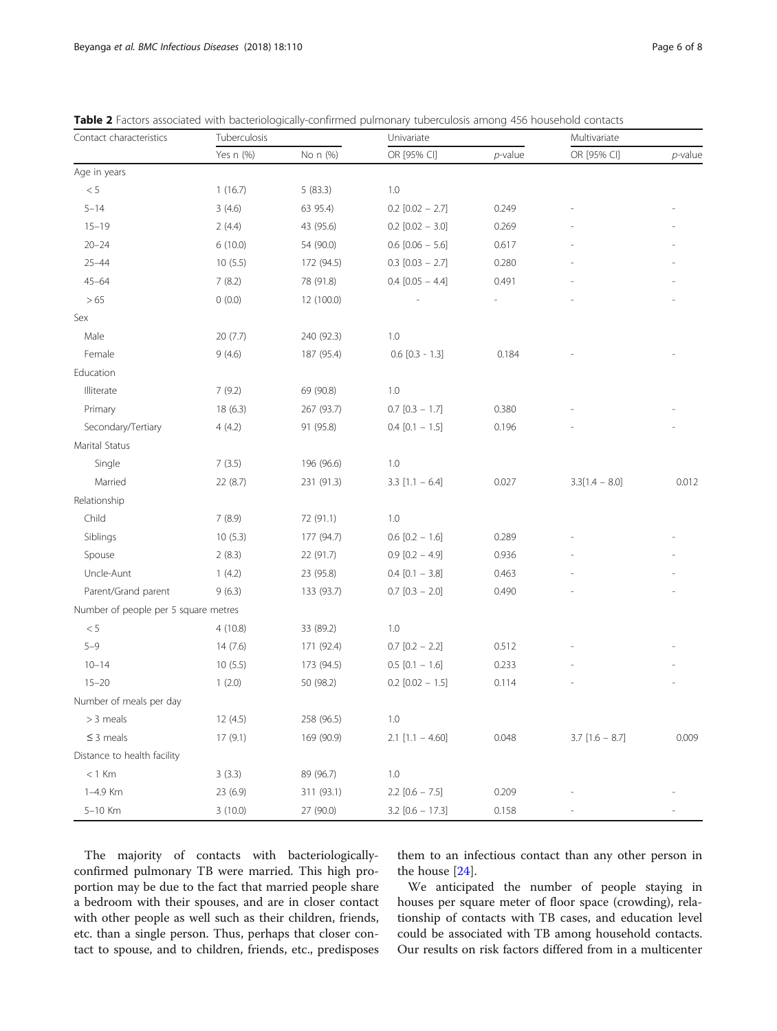**Table 2** Factors associated with bacteriologically-confirmed pulmonary tuberculosis among 456 household contacts

| Contact characteristics | Tuberculosis | | Univariate | | Multivariate | |
|---|---|---|---|---|---|---|
| | Yes n (%) | No n (%) | OR [95% CI] | *p*-value | OR [95% CI] | *p*-value |
| Age in years | | | | | | |
| < 5 | 1 (16.7) | 5 (83.3) | 1.0 | | | |
| 5–14 | 3 (4.6) | 63 95.4) | 0.2 [0.02 – 2.7] | 0.249 | - | - |
| 15–19 | 2 (4.4) | 43 (95.6) | 0.2 [0.02 – 3.0] | 0.269 | - | - |
| 20–24 | 6 (10.0) | 54 (90.0) | 0.6 [0.06 – 5.6] | 0.617 | - | - |
| 25–44 | 10 (5.5) | 172 (94.5) | 0.3 [0.03 – 2.7] | 0.280 | - | - |
| 45–64 | 7 (8.2) | 78 (91.8) | 0.4 [0.05 – 4.4] | 0.491 | - | - |
| > 65 | 0 (0.0) | 12 (100.0) | - | - | - | - |
| Sex | | | | | | |
| Male | 20 (7.7) | 240 (92.3) | 1.0 | | | |
| Female | 9 (4.6) | 187 (95.4) | 0.6 [0.3 - 1.3] | 0.184 | - | - |
| Education | | | | | | |
| Illiterate | 7 (9.2) | 69 (90.8) | 1.0 | | | |
| Primary | 18 (6.3) | 267 (93.7) | 0.7 [0.3 – 1.7] | 0.380 | - | - |
| Secondary/Tertiary | 4 (4.2) | 91 (95.8) | 0.4 [0.1 – 1.5] | 0.196 | - | - |
| Marital Status | | | | | | |
| Single | 7 (3.5) | 196 (96.6) | 1.0 | | | |
| Married | 22 (8.7) | 231 (91.3) | 3.3 [1.1 – 6.4] | 0.027 | 3.3[1.4 – 8.0] | 0.012 |
| Relationship | | | | | | |
| Child | 7 (8.9) | 72 (91.1) | 1.0 | | | |
| Siblings | 10 (5.3) | 177 (94.7) | 0.6 [0.2 – 1.6] | 0.289 | - | - |
| Spouse | 2 (8.3) | 22 (91.7) | 0.9 [0.2 – 4.9] | 0.936 | - | - |
| Uncle-Aunt | 1 (4.2) | 23 (95.8) | 0.4 [0.1 – 3.8] | 0.463 | - | - |
| Parent/Grand parent | 9 (6.3) | 133 (93.7) | 0.7 [0.3 – 2.0] | 0.490 | - | - |
| Number of people per 5 square metres | | | | | | |
| < 5 | 4 (10.8) | 33 (89.2) | 1.0 | | | |
| 5–9 | 14 (7.6) | 171 (92.4) | 0.7 [0.2 – 2.2] | 0.512 | - | - |
| 10–14 | 10 (5.5) | 173 (94.5) | 0.5 [0.1 – 1.6] | 0.233 | - | - |
| 15–20 | 1 (2.0) | 50 (98.2) | 0.2 [0.02 – 1.5] | 0.114 | - | - |
| Number of meals per day | | | | | | |
| > 3 meals | 12 (4.5) | 258 (96.5) | 1.0 | | | |
| ≤ 3 meals | 17 (9.1) | 169 (90.9) | 2.1 [1.1 – 4.60] | 0.048 | 3.7 [1.6 – 8.7] | 0.009 |
| Distance to health facility | | | | | | |
| < 1 Km | 3 (3.3) | 89 (96.7) | 1.0 | | | |
| 1–4.9 Km | 23 (6.9) | 311 (93.1) | 2.2 [0.6 – 7.5] | 0.209 | - | - |
| 5–10 Km | 3 (10.0) | 27 (90.0) | 3.2 [0.6 – 17.3] | 0.158 | - | - |

The majority of contacts with bacteriologically-confirmed pulmonary TB were married. This high proportion may be due to the fact that married people share a bedroom with their spouses, and are in closer contact with other people as well such as their children, friends, etc. than a single person. Thus, perhaps that closer contact to spouse, and to children, friends, etc., predisposes them to an infectious contact than any other person in the house [24].

We anticipated the number of people staying in houses per square meter of floor space (crowding), relationship of contacts with TB cases, and education level could be associated with TB among household contacts. Our results on risk factors differed from in a multicenter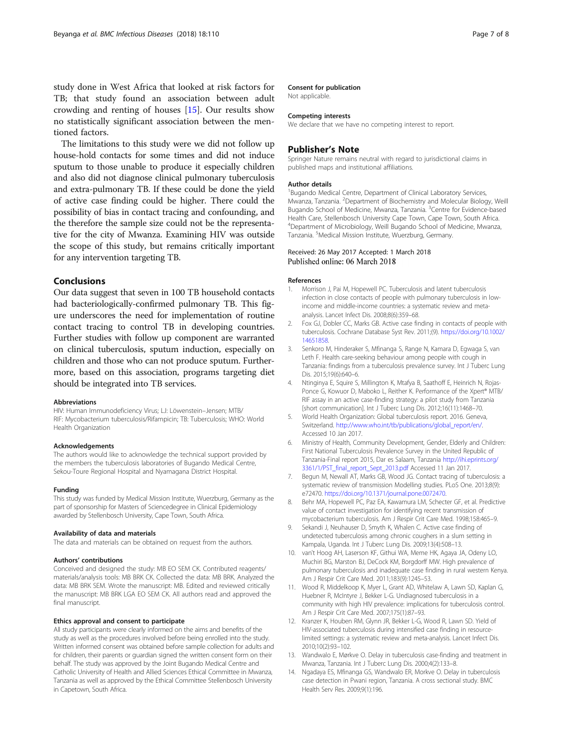study done in West Africa that looked at risk factors for TB; that study found an association between adult crowding and renting of houses [15]. Our results show no statistically significant association between the mentioned factors.

The limitations to this study were we did not follow up house-hold contacts for some times and did not induce sputum to those unable to produce it especially children and also did not diagnose clinical pulmonary tuberculosis and extra-pulmonary TB. If these could be done the yield of active case finding could be higher. There could the possibility of bias in contact tracing and confounding, and the therefore the sample size could not be the representative for the city of Mwanza. Examining HIV was outside the scope of this study, but remains critically important for any intervention targeting TB.

## Conclusions

Our data suggest that seven in 100 TB household contacts had bacteriologically-confirmed pulmonary TB. This figure underscores the need for implementation of routine contact tracing to control TB in developing countries. Further studies with follow up component are warranted on clinical tuberculosis, sputum induction, especially on children and those who can not produce sputum. Furthermore, based on this association, programs targeting diet should be integrated into TB services.

### Abbreviations

HIV: Human Immunodeficiency Virus; LJ: Löwenstein–Jensen; MTB/RIF: Mycobacterium tuberculosis/Rifampicin; TB: Tuberculosis; WHO: World Health Organization

### Acknowledgements

The authors would like to acknowledge the technical support provided by the members the tuberculosis laboratories of Bugando Medical Centre, Sekou-Toure Regional Hospital and Nyamagana District Hospital.

### Funding

This study was funded by Medical Mission Institute, Wuerzburg, Germany as the part of sponsorship for Masters of Sciencedegree in Clinical Epidemiology awarded by Stellenbosch University, Cape Town, South Africa.

### Availability of data and materials

The data and materials can be obtained on request from the authors.

### Authors' contributions

Conceived and designed the study: MB EO SEM CK. Contributed reagents/materials/analysis tools: MB BRK CK. Collected the data: MB BRK. Analyzed the data: MB BRK SEM. Wrote the manuscript: MB. Edited and reviewed critically the manuscript: MB BRK LGA EO SEM CK. All authors read and approved the final manuscript.

### Ethics approval and consent to participate

All study participants were clearly informed on the aims and benefits of the study as well as the procedures involved before being enrolled into the study. Written informed consent was obtained before sample collection for adults and for children, their parents or guardian signed the written consent form on their behalf. The study was approved by the Joint Bugando Medical Centre and Catholic University of Health and Allied Sciences Ethical Committee in Mwanza, Tanzania as well as approved by the Ethical Committee Stellenbosch University in Capetown, South Africa.

### Consent for publication

Not applicable.

### Competing interests

We declare that we have no competing interest to report.

## Publisher's Note

Springer Nature remains neutral with regard to jurisdictional claims in published maps and institutional affiliations.

### Author details

[1]Bugando Medical Centre, Department of Clinical Laboratory Services, Mwanza, Tanzania. [2]Department of Biochemistry and Molecular Biology, Weill Bugando School of Medicine, Mwanza, Tanzania. [3]Centre for Evidence-based Health Care, Stellenbosch University Cape Town, Cape Town, South Africa. [4]Department of Microbiology, Weill Bugando School of Medicine, Mwanza, Tanzania. [5]Medical Mission Institute, Wuerzburg, Germany.

Received: 26 May 2017 Accepted: 1 March 2018
Published online: 06 March 2018

### References

1. Morrison J, Pai M, Hopewell PC. Tuberculosis and latent tuberculosis infection in close contacts of people with pulmonary tuberculosis in low-income and middle-income countries: a systematic review and meta-analysis. Lancet Infect Dis. 2008;8(6):359–68.
2. Fox GJ, Dobler CC, Marks GB. Active case finding in contacts of people with tuberculosis. Cochrane Database Syst Rev. 2011;(9). https://doi.org/10.1002/14651858.
3. Senkoro M, Hinderaker S, Mfinanga S, Range N, Kamara D, Egwaga S, van Leth F. Health care-seeking behaviour among people with cough in Tanzania: findings from a tuberculosis prevalence survey. Int J Tuberc Lung Dis. 2015;19(6):640–6.
4. Ntinginya E, Squire S, Millington K, Mtafya B, Saathoff E, Heinrich N, Rojas-Ponce G, Kowuor D, Maboko L, Reither K. Performance of the Xpert® MTB/RIF assay in an active case-finding strategy: a pilot study from Tanzania [short communication]. Int J Tuberc Lung Dis. 2012;16(11):1468–70.
5. World Health Organization: Global tuberculosis report. 2016. Geneva, Switzerland. http://www.who.int/tb/publications/global_report/en/. Accessed 10 Jan 2017.
6. Ministry of Health, Community Development, Gender, Elderly and Children: First National Tuberculosis Prevalence Survey in the United Republic of Tanzania-Final report 2015, Dar es Salaam, Tanzania http://ihi.eprints.org/3361/1/PST_final_report_Sept_2013.pdf Accessed 11 Jan 2017.
7. Begun M, Newall AT, Marks GB, Wood JG. Contact tracing of tuberculosis: a systematic review of transmission Modelling studies. PLoS One. 2013;8(9):e72470. https://doi.org/10.1371/journal.pone.0072470.
8. Behr MA, Hopewell PC, Paz EA, Kawamura LM, Schecter GF, et al. Predictive value of contact investigation for identifying recent transmission of mycobacterium tuberculosis. Am J Respir Crit Care Med. 1998;158:465–9.
9. Sekandi J, Neuhauser D, Smyth K, Whalen C. Active case finding of undetected tuberculosis among chronic coughers in a slum setting in Kampala, Uganda. Int J Tuberc Lung Dis. 2009;13(4):508–13.
10. van't Hoog AH, Laserson KF, Githui WA, Meme HK, Agaya JA, Odeny LO, Muchiri BG, Marston BJ, DeCock KM, Borgdorff MW. High prevalence of pulmonary tuberculosis and inadequate case finding in rural western Kenya. Am J Respir Crit Care Med. 2011;183(9):1245–53.
11. Wood R, Middelkoop K, Myer L, Grant AD, Whitelaw A, Lawn SD, Kaplan G, Huebner R, McIntyre J, Bekker L-G. Undiagnosed tuberculosis in a community with high HIV prevalence: implications for tuberculosis control. Am J Respir Crit Care Med. 2007;175(1):87–93.
12. Kranzer K, Houben RM, Glynn JR, Bekker L-G, Wood R, Lawn SD. Yield of HIV-associated tuberculosis during intensified case finding in resource-limited settings: a systematic review and meta-analysis. Lancet Infect Dis. 2010;10(2):93–102.
13. Wandwalo E, Mørkve O. Delay in tuberculosis case-finding and treatment in Mwanza, Tanzania. Int J Tuberc Lung Dis. 2000;4(2):133–8.
14. Ngadaya ES, Mfinanga GS, Wandwalo ER, Morkve O. Delay in tuberculosis case detection in Pwani region, Tanzania. A cross sectional study. BMC Health Serv Res. 2009;9(1):196.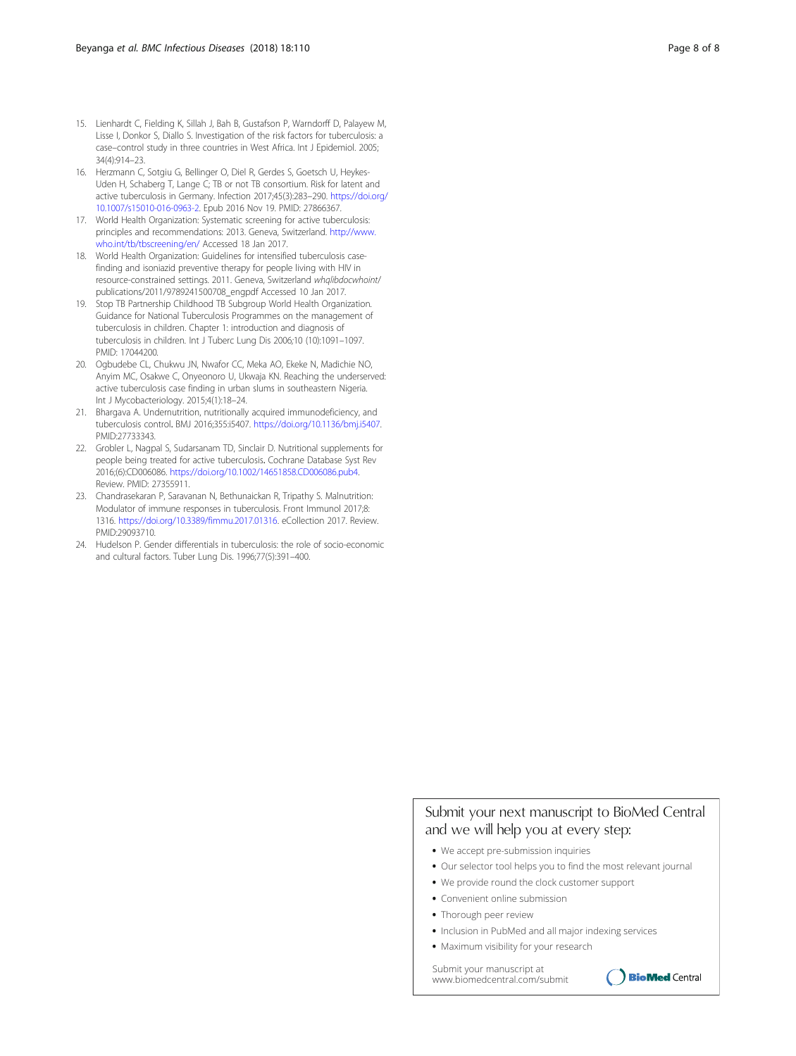15. Lienhardt C, Fielding K, Sillah J, Bah B, Gustafson P, Warndorff D, Palayew M, Lisse I, Donkor S, Diallo S. Investigation of the risk factors for tuberculosis: a case–control study in three countries in West Africa. Int J Epidemiol. 2005; 34(4):914–23.
16. Herzmann C, Sotgiu G, Bellinger O, Diel R, Gerdes S, Goetsch U, Heykes-Uden H, Schaberg T, Lange C; TB or not TB consortium. Risk for latent and active tuberculosis in Germany. Infection 2017;45(3):283–290. https://doi.org/10.1007/s15010-016-0963-2. Epub 2016 Nov 19. PMID: 27866367.
17. World Health Organization: Systematic screening for active tuberculosis: principles and recommendations: 2013. Geneva, Switzerland. http://www.who.int/tb/tbscreening/en/ Accessed 18 Jan 2017.
18. World Health Organization: Guidelines for intensified tuberculosis case-finding and isoniazid preventive therapy for people living with HIV in resource-constrained settings. 2011. Geneva, Switzerland *whqlibdocwhoint/* publications/2011/9789241500708_engpdf Accessed 10 Jan 2017.
19. Stop TB Partnership Childhood TB Subgroup World Health Organization. Guidance for National Tuberculosis Programmes on the management of tuberculosis in children. Chapter 1: introduction and diagnosis of tuberculosis in children. Int J Tuberc Lung Dis 2006;10 (10):1091–1097. PMID: 17044200.
20. Ogbudebe CL, Chukwu JN, Nwafor CC, Meka AO, Ekeke N, Madichie NO, Anyim MC, Osakwe C, Onyeonoro U, Ukwaja KN. Reaching the underserved: active tuberculosis case finding in urban slums in southeastern Nigeria. Int J Mycobacteriology. 2015;4(1):18–24.
21. Bhargava A. Undernutrition, nutritionally acquired immunodeficiency, and tuberculosis control. BMJ 2016;355:i5407. https://doi.org/10.1136/bmj.i5407. PMID:27733343.
22. Grobler L, Nagpal S, Sudarsanam TD, Sinclair D. Nutritional supplements for people being treated for active tuberculosis. Cochrane Database Syst Rev 2016;(6):CD006086. https://doi.org/10.1002/14651858.CD006086.pub4. Review. PMID: 27355911.
23. Chandrasekaran P, Saravanan N, Bethunaickan R, Tripathy S. Malnutrition: Modulator of immune responses in tuberculosis. Front Immunol 2017;8: 1316. https://doi.org/10.3389/fimmu.2017.01316. eCollection 2017. Review. PMID:29093710.
24. Hudelson P. Gender differentials in tuberculosis: the role of socio-economic and cultural factors. Tuber Lung Dis. 1996;77(5):391–400.